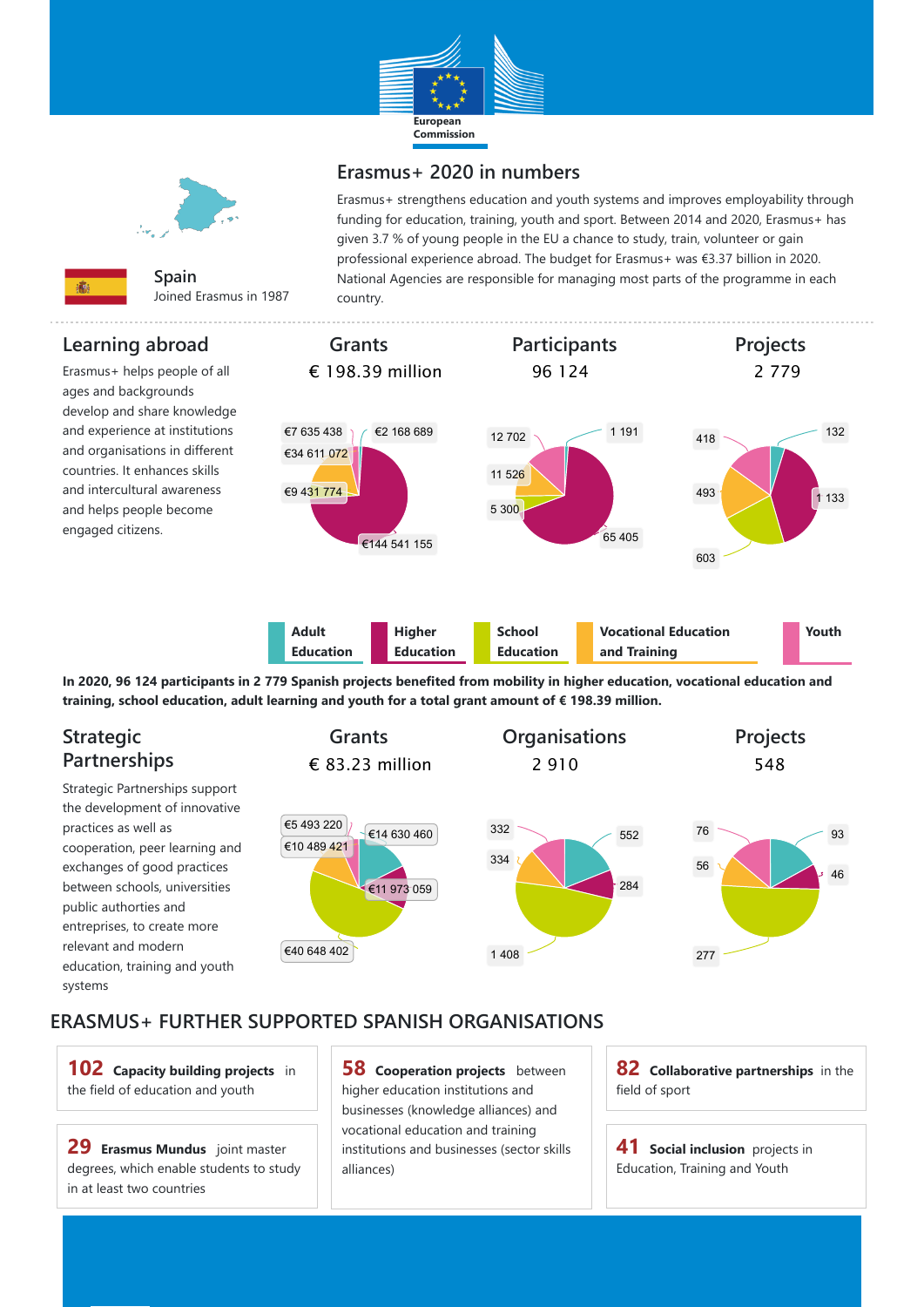European Commission

# Erasmus+ 2020 in numbers

**Spain**
Joined Erasmus in 1987

Erasmus+ strengthens education and youth systems and improves employability through funding for education, training, youth and sport. Between 2014 and 2020, Erasmus+ has given 3.7 % of young people in the EU a chance to study, train, volunteer or gain professional experience abroad. The budget for Erasmus+ was €3.37 billion in 2020. National Agencies are responsible for managing most parts of the programme in each country.

## Learning abroad

Erasmus+ helps people of all ages and backgrounds develop and share knowledge and experience at institutions and organisations in different countries. It enhances skills and intercultural awareness and helps people become engaged citizens.

| | Grants | Participants | Projects |
|---|---|---|---|
| Total | € 198.39 million | 96 124 | 2 779 |
| Adult Education | €2 168 689 | 1 191 | 132 |
| Higher Education | €144 541 155 | 65 405 | 1 133 |
| School Education | €9 431 774 | 5 300 | 603 |
| Vocational Education and Training | €34 611 072 | 11 526 | 493 |
| Youth | €7 635 438 | 12 702 | 418 |

**In 2020, 96 124 participants in 2 779 Spanish projects benefited from mobility in higher education, vocational education and training, school education, adult learning and youth for a total grant amount of € 198.39 million.**

## Strategic Partnerships

Strategic Partnerships support the development of innovative practices as well as cooperation, peer learning and exchanges of good practices between schools, universities public authorities and entreprises, to create more relevant and modern education, training and youth systems

| | Grants | Organisations | Projects |
|---|---|---|---|
| Total | € 83.23 million | 2 910 | 548 |
| Adult Education | €14 630 460 | 552 | 93 |
| Higher Education | €11 973 059 | 284 | 46 |
| School Education | €40 648 402 | 1 408 | 277 |
| Vocational Education and Training | €10 489 421 | 334 | 56 |
| Youth | €5 493 220 | 332 | 76 |

## ERASMUS+ FURTHER SUPPORTED SPANISH ORGANISATIONS

**102 Capacity building projects** in the field of education and youth

**29 Erasmus Mundus** joint master degrees, which enable students to study in at least two countries

**58 Cooperation projects** between higher education institutions and businesses (knowledge alliances) and vocational education and training institutions and businesses (sector skills alliances)

**82 Collaborative partnerships** in the field of sport

**41 Social inclusion** projects in Education, Training and Youth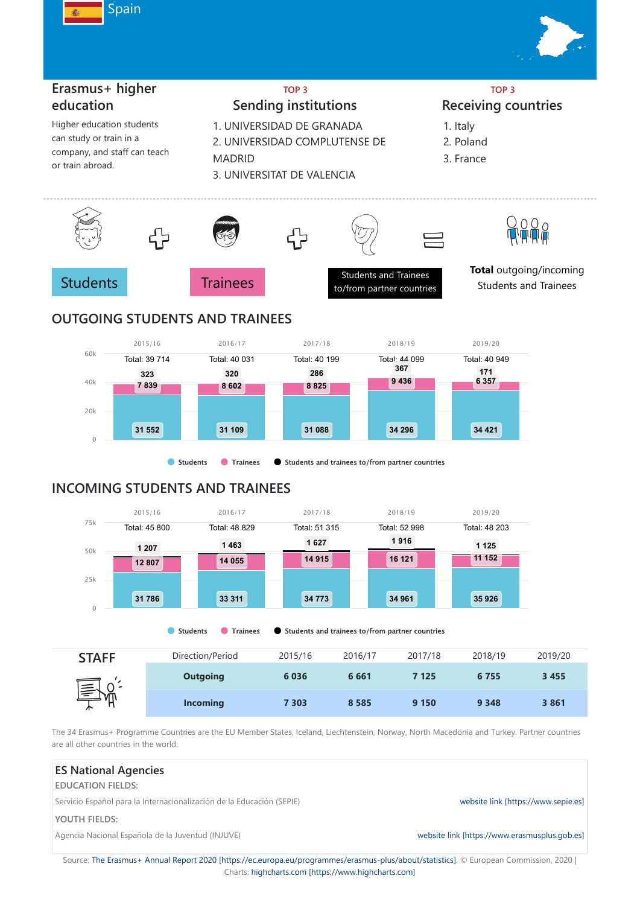Spain

## Erasmus+ higher education

Higher education students can study or train in a company, and staff can teach or train abroad.

TOP 3

### Sending institutions

1. UNIVERSIDAD DE GRANADA
2. UNIVERSIDAD COMPLUTENSE DE MADRID
3. UNIVERSITAT DE VALENCIA

TOP 3

### Receiving countries

1. Italy
2. Poland
3. France

Students + Trainees + Students and Trainees to/from partner countries = **Total** outgoing/incoming Students and Trainees

## OUTGOING STUDENTS AND TRAINEES

2015/16
Total: 39 714
323
7 839
31 552

2016/17
Total: 40 031
320
8 602
31 109

2017/18
Total: 40 199
286
8 825
31 088

2018/19
Total: 44 099
367
9 436
34 296

2019/20
Total: 40 949
171
6 357
34 421

60k
40k
20k
0

Students · Trainees · Students and trainees to/from partner countries

## INCOMING STUDENTS AND TRAINEES

2015/16
Total: 45 800
1 207
12 807
31 786

2016/17
Total: 48 829
1 463
14 055
33 311

2017/18
Total: 51 315
1 627
14 915
34 773

2018/19
Total: 52 998
1 916
16 121
34 961

2019/20
Total: 48 203
1 125
11 152
35 926

75k
50k
25k
0

Students · Trainees · Students and trainees to/from partner countries

## STAFF

| Direction/Period | 2015/16 | 2016/17 | 2017/18 | 2018/19 | 2019/20 |
|---|---|---|---|---|---|
| **Outgoing** | **6 036** | **6 661** | **7 125** | **6 755** | **3 455** |
| **Incoming** | **7 303** | **8 585** | **9 150** | **9 348** | **3 861** |

The 34 Erasmus+ Programme Countries are the EU Member States, Iceland, Liechtenstein, Norway, North Macedonia and Turkey. Partner countries are all other countries in the world.

### ES National Agencies

EDUCATION FIELDS:

Servicio Español para la Internacionalización de la Educación (SEPIE) — website link [https://www.sepie.es]

YOUTH FIELDS:

Agencia Nacional Española de la Juventud (INJUVE) — website link [https://www.erasmusplus.gob.es]

Source: The Erasmus+ Annual Report 2020 [https://ec.europa.eu/programmes/erasmus-plus/about/statistics]. © European Commission, 2020 | Charts: highcharts.com [https://www.highcharts.com]